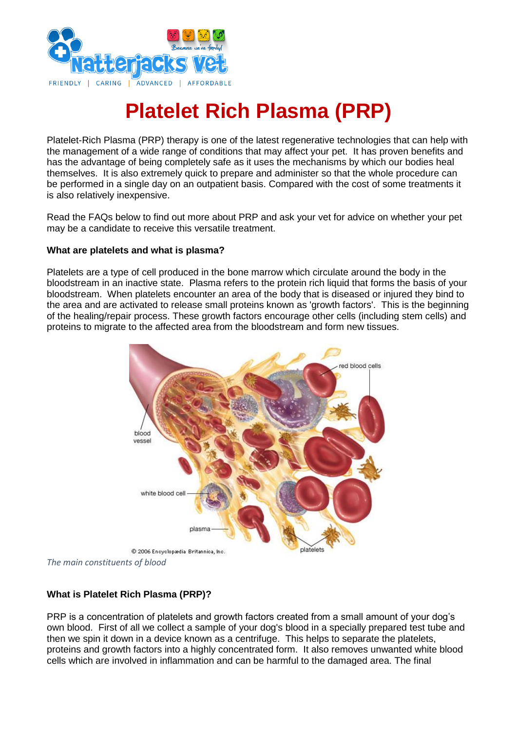# Platelet Rich Plasma (PRP)

Platelet-Rich Plasma (PRP) therapy is one of the latest regenerative technologies that can help with the management of a wide range of conditions that may affect your pet. It has proven benefits and has the advantage of being completely safe as it uses the mechanisms by which our bodies heal themselves. It is also extremely quick to prepare and administer so that the whole procedure can be performed in a single day on an outpatient basis. Compared with the cost of some treatments it is also relatively inexpensive.

Read the FAQs below to find out more about PRP and ask your vet for advice on whether your pet may be a candidate to receive this versatile treatment.

**What are platelets and what is plasma?**

Platelets are a type of cell produced in the bone marrow which circulate around the body in the bloodstream in an inactive state. Plasma refers to the protein rich liquid that forms the basis of your bloodstream. When platelets encounter an area of the body that is diseased or injured they bind to the area and are activated to release small proteins known as 'growth factors'. This is the beginning of the healing/repair process. These growth factors encourage other cells (including stem cells) and proteins to migrate to the affected area from the bloodstream and form new tissues.

*The main constituents of blood*

**What is Platelet Rich Plasma (PRP)?**

PRP is a concentration of platelets and growth factors created from a small amount of your dog's own blood. First of all we collect a sample of your dog's blood in a specially prepared test tube and then we spin it down in a device known as a centrifuge. This helps to separate the platelets, proteins and growth factors into a highly concentrated form. It also removes unwanted white blood cells which are involved in inflammation and can be harmful to the damaged area. The final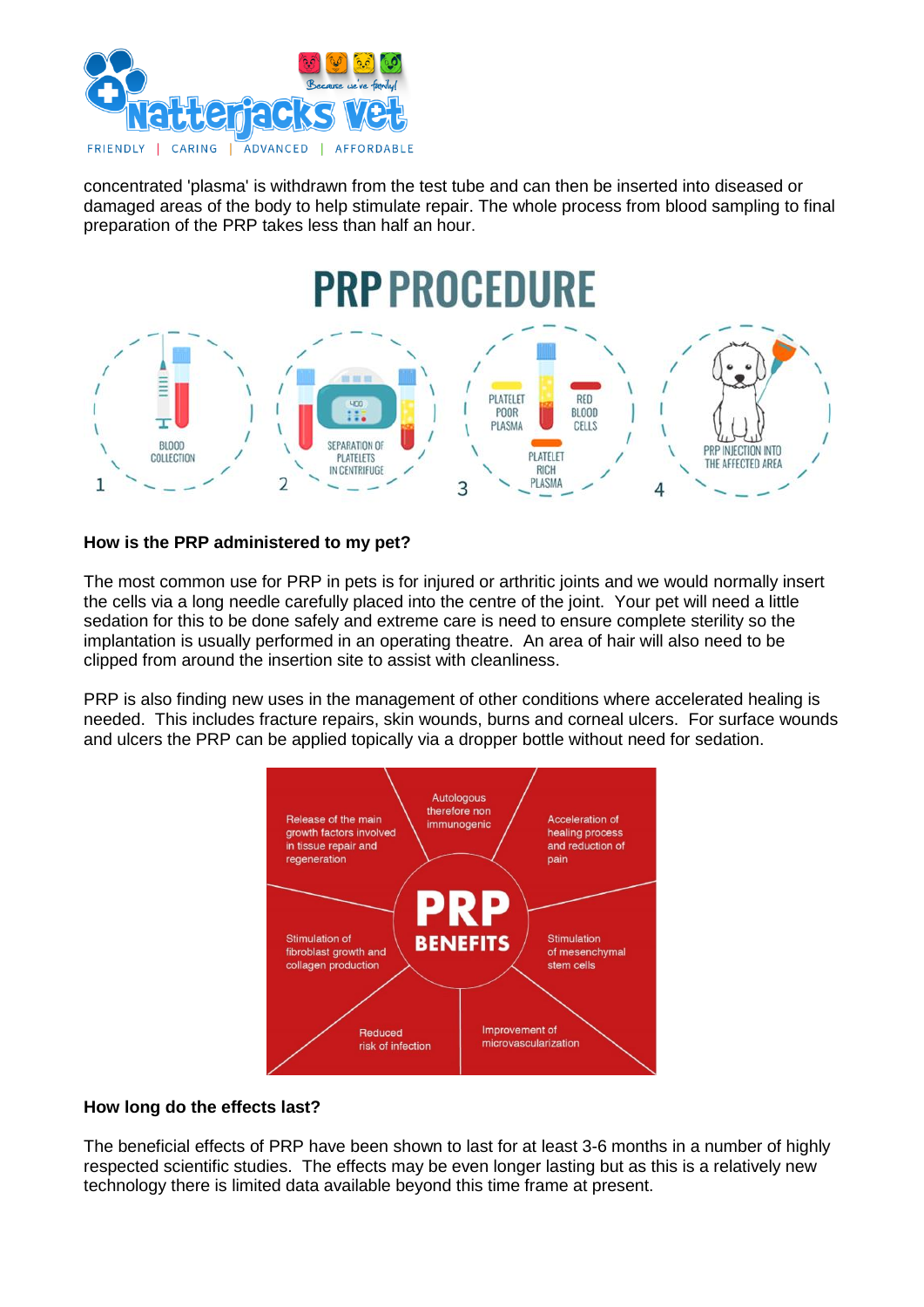concentrated 'plasma' is withdrawn from the test tube and can then be inserted into diseased or damaged areas of the body to help stimulate repair. The whole process from blood sampling to final preparation of the PRP takes less than half an hour.

PRP PROCEDURE

1. BLOOD COLLECTION
2. SEPARATION OF PLATELETS IN CENTRIFUGE
3. PLATELET POOR PLASMA / RED BLOOD CELLS / PLATELET RICH PLASMA
4. PRP INJECTION INTO THE AFFECTED AREA

**How is the PRP administered to my pet?**

The most common use for PRP in pets is for injured or arthritic joints and we would normally insert the cells via a long needle carefully placed into the centre of the joint. Your pet will need a little sedation for this to be done safely and extreme care is need to ensure complete sterility so the implantation is usually performed in an operating theatre. An area of hair will also need to be clipped from around the insertion site to assist with cleanliness.

PRP is also finding new uses in the management of other conditions where accelerated healing is needed. This includes fracture repairs, skin wounds, burns and corneal ulcers. For surface wounds and ulcers the PRP can be applied topically via a dropper bottle without need for sedation.

PRP BENEFITS

- Autologous therefore non immunogenic
- Acceleration of healing process and reduction of pain
- Stimulation of mesenchymal stem cells
- Improvement of microvascularization
- Reduced risk of infection
- Stimulation of fibroblast growth and collagen production
- Release of the main growth factors involved in tissue repair and regeneration

**How long do the effects last?**

The beneficial effects of PRP have been shown to last for at least 3-6 months in a number of highly respected scientific studies. The effects may be even longer lasting but as this is a relatively new technology there is limited data available beyond this time frame at present.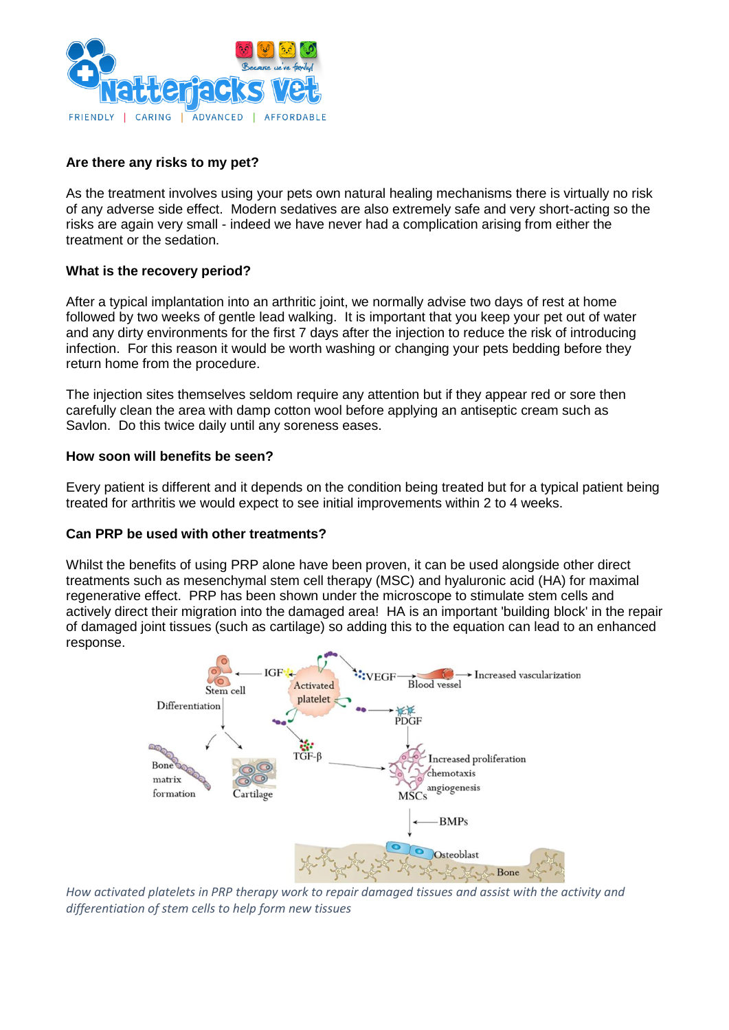### Are there any risks to my pet?

As the treatment involves using your pets own natural healing mechanisms there is virtually no risk of any adverse side effect. Modern sedatives are also extremely safe and very short-acting so the risks are again very small - indeed we have never had a complication arising from either the treatment or the sedation.

### What is the recovery period?

After a typical implantation into an arthritic joint, we normally advise two days of rest at home followed by two weeks of gentle lead walking. It is important that you keep your pet out of water and any dirty environments for the first 7 days after the injection to reduce the risk of introducing infection. For this reason it would be worth washing or changing your pets bedding before they return home from the procedure.

The injection sites themselves seldom require any attention but if they appear red or sore then carefully clean the area with damp cotton wool before applying an antiseptic cream such as Savlon. Do this twice daily until any soreness eases.

### How soon will benefits be seen?

Every patient is different and it depends on the condition being treated but for a typical patient being treated for arthritis we would expect to see initial improvements within 2 to 4 weeks.

### Can PRP be used with other treatments?

Whilst the benefits of using PRP alone have been proven, it can be used alongside other direct treatments such as mesenchymal stem cell therapy (MSC) and hyaluronic acid (HA) for maximal regenerative effect. PRP has been shown under the microscope to stimulate stem cells and actively direct their migration into the damaged area! HA is an important 'building block' in the repair of damaged joint tissues (such as cartilage) so adding this to the equation can lead to an enhanced response.

*How activated platelets in PRP therapy work to repair damaged tissues and assist with the activity and differentiation of stem cells to help form new tissues*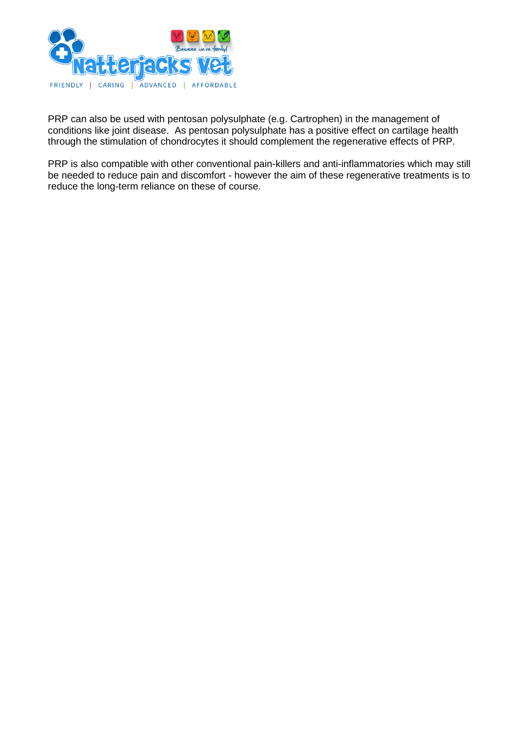PRP can also be used with pentosan polysulphate (e.g. Cartrophen) in the management of conditions like joint disease. As pentosan polysulphate has a positive effect on cartilage health through the stimulation of chondrocytes it should complement the regenerative effects of PRP.

PRP is also compatible with other conventional pain-killers and anti-inflammatories which may still be needed to reduce pain and discomfort - however the aim of these regenerative treatments is to reduce the long-term reliance on these of course.